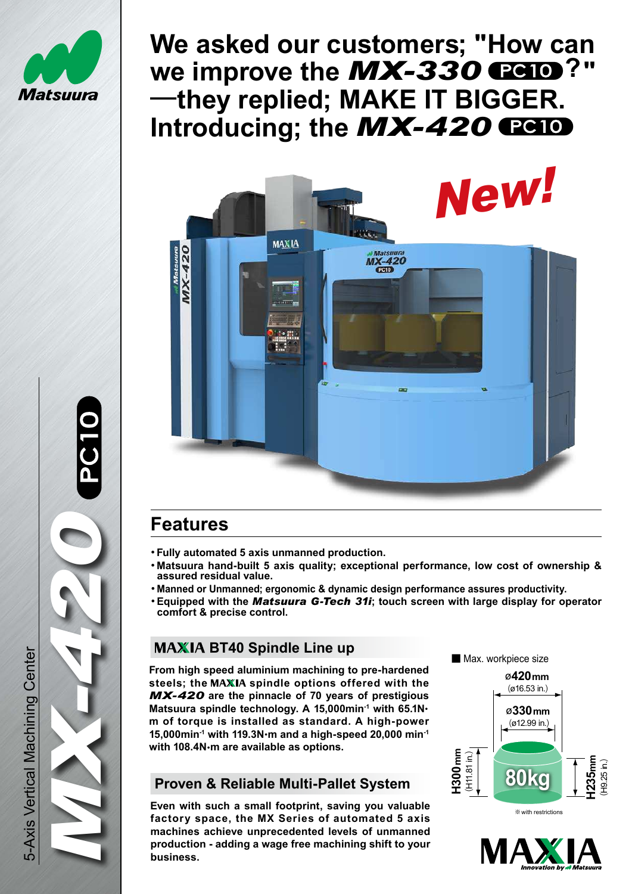# We asked our customers; "How can we improve the *MX-330* PC10?" —they replied; MAKE IT BIGGER. Introducing; the *MX-420* PC10

New!

5-Axis Vertical Machining Center

*MX-420* PC10

## Features

- Fully automated 5 axis unmanned production.
- Matsuura hand-built 5 axis quality; exceptional performance, low cost of ownership & assured residual value.
- Manned or Unmanned; ergonomic & dynamic design performance assures productivity.
- Equipped with the ***Matsuura G-Tech 31i***; touch screen with large display for operator comfort & precise control.

### MAXIA BT40 Spindle Line up

From high speed aluminium machining to pre-hardened steels; the MAXIA spindle options offered with the ***MX-420*** are the pinnacle of 70 years of prestigious Matsuura spindle technology. A 15,000min$^{-1}$ with 65.1N·m of torque is installed as standard. A high-power 15,000min$^{-1}$ with 119.3N·m and a high-speed 20,000 min$^{-1}$ with 108.4N·m are available as options.

### Proven & Reliable Multi-Pallet System

Even with such a small footprint, saving you valuable factory space, the MX Series of automated 5 axis machines achieve unprecedented levels of unmanned production - adding a wage free machining shift to your business.

■ Max. workpiece size

ø420mm (ø16.53 in.)

ø330mm (ø12.99 in.)

H300mm (H11.81 in.)

H235mm (H9.25 in.)

80kg

※ with restrictions

MAXIA Innovation by Matsuura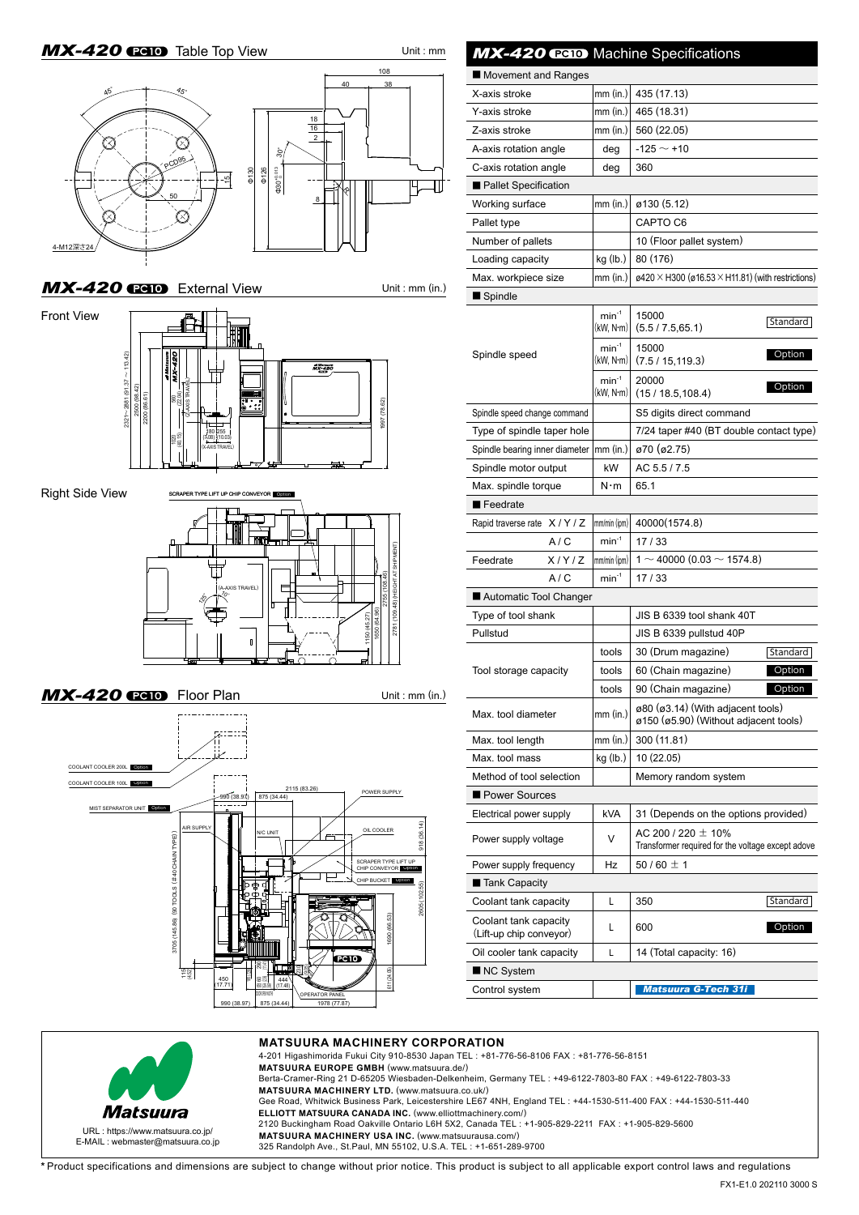## MX-420 PC10 Table Top View

Unit : mm

45° 45° PCD95 50 4-M12深さ24 15 Φ130 Φ126 Φ30 108 40 38 18 16 2 30° 8

## MX-420 PC10 External View

Unit : mm (in.)

Front View

2321~2681 (91.37 ~ 105.55) 2200 (86.61) 2205 (86.81) 560 (22.05) (Z-AXIS TRAVEL) 1020 (40.16) 180 (7.09) 255 (10.03) (X-AXIS TRAVEL) 1997 (78.62)

Right Side View

SCRAPER TYPE LIFT UP CHIP CONVEYOR Option

(A-AXIS TRAVEL) 125° 10° 1150 (45.27) 1650 (64.96) 2755 (108.46) 2781 (109.48) (HEIGHT AT SHIPMENT)

## MX-420 PC10 Floor Plan

Unit : mm (in.)

COOLANT COOLER 200L Option
COOLANT COOLER 100L Option
MIST SEPARATOR UNIT Option
AIR SUPPLY
NC UNIT
OIL COOLER
POWER SUPPLY
SCRAPER TYPE LIFT UP CHIP CONVEYOR Option
CHIP BUCKET Option
OPERATOR PANEL

990 (38.97) 875 (34.44) 2115 (83.26) 918 (36.14) 2605 (102.55) 1690 (66.53) 3705 (145.86) (90 TOOLS (#40 CHAIN TYPE)) 115 (4.52) 450 (17.71) 444 (17.48) 611 (24.05) 990 (38.97) 875 (34.44) 1978 (77.87)

## MX-420 PC10 Machine Specifications

| | | | |
|---|---|---|---|
| **■ Movement and Ranges** | | | |
| X-axis stroke | mm (in.) | 435 (17.13) | |
| Y-axis stroke | mm (in.) | 465 (18.31) | |
| Z-axis stroke | mm (in.) | 560 (22.05) | |
| A-axis rotation angle | deg | -125 ~ +10 | |
| C-axis rotation angle | deg | 360 | |
| **■ Pallet Specification** | | | |
| Working surface | mm (in.) | ø130 (5.12) | |
| Pallet type | | CAPTO C6 | |
| Number of pallets | | 10 (Floor pallet system) | |
| Loading capacity | kg (lb.) | 80 (176) | |
| Max. workpiece size | mm (in.) | ø420 × H300 (ø16.53 × H11.81) (with restrictions) | |
| **■ Spindle** | | | |
| Spindle speed | $min^{-1}$ (kW, N·m) | 15000 (5.5 / 7.5,65.1) | Standard |
| | $min^{-1}$ (kW, N·m) | 15000 (7.5 / 15,119.3) | Option |
| | $min^{-1}$ (kW, N·m) | 20000 (15 / 18.5,108.4) | Option |
| Spindle speed change command | | S5 digits direct command | |
| Type of spindle taper hole | | 7/24 taper #40 (BT double contact type) | |
| Spindle bearing inner diameter | mm (in.) | ø70 (ø2.75) | |
| Spindle motor output | kW | AC 5.5 / 7.5 | |
| Max. spindle torque | N·m | 65.1 | |
| **■ Feedrate** | | | |
| Rapid traverse rate X / Y / Z | mm/min (ipm) | 40000(1574.8) | |
| A / C | $min^{-1}$ | 17 / 33 | |
| Feedrate X / Y / Z | mm/min (ipm) | 1 ~ 40000 (0.03 ~ 1574.8) | |
| A / C | $min^{-1}$ | 17 / 33 | |
| **■ Automatic Tool Changer** | | | |
| Type of tool shank | | JIS B 6339 tool shank 40T | |
| Pullstud | | JIS B 6339 pullstud 40P | |
| Tool storage capacity | tools | 30 (Drum magazine) | Standard |
| | tools | 60 (Chain magazine) | Option |
| | tools | 90 (Chain magazine) | Option |
| Max. tool diameter | mm (in.) | ø80 (ø3.14) (With adjacent tools) ø150 (ø5.90) (Without adjacent tools) | |
| Max. tool length | mm (in.) | 300 (11.81) | |
| Max. tool mass | kg (lb.) | 10 (22.05) | |
| Method of tool selection | | Memory random system | |
| **■ Power Sources** | | | |
| Electrical power supply | kVA | 31 (Depends on the options provided) | |
| Power supply voltage | V | AC 200 / 220 ± 10% Transformer required for the voltage except adove | |
| Power supply frequency | Hz | 50 / 60 ± 1 | |
| **■ Tank Capacity** | | | |
| Coolant tank capacity | L | 350 | Standard |
| Coolant tank capacity (Lift-up chip conveyor) | L | 600 | Option |
| Oil cooler tank capacity | L | 14 (Total capacity: 16) | |
| **■ NC System** | | | |
| Control system | | Matsuura G-Tech 31i | |

Matsuura

URL : https://www.matsuura.co.jp/
E-MAIL : webmaster@matsuura.co.jp

**MATSUURA MACHINERY CORPORATION**
4-201 Higashimorida Fukui City 910-8530 Japan TEL : +81-776-56-8106 FAX : +81-776-56-8151
**MATSUURA EUROPE GMBH** (www.matsuura.de/)
Berta-Cramer-Ring 21 D-65205 Wiesbaden-Delkenheim, Germany TEL : +49-6122-7803-80 FAX : +49-6122-7803-33
**MATSUURA MACHINERY LTD.** (www.matsuura.co.uk/)
Gee Road, Whitwick Business Park, Leicestershire LE67 4NH, England TEL : +44-1530-511-400 FAX : +44-1530-511-440
**ELLIOTT MATSUURA CANADA INC.** (www.elliottmachinery.com/)
2120 Buckingham Road Oakville Ontario L6H 5X2, Canada TEL : +1-905-829-2211 FAX : +1-905-829-5600
**MATSUURA MACHINERY USA INC.** (www.matsuurausa.com/)
325 Randolph Ave., St.Paul, MN 55102, U.S.A. TEL : +1-651-289-9700

* Product specifications and dimensions are subject to change without prior notice. This product is subject to all applicable export control laws and regulations

FX1-E1.0 202110 3000 S